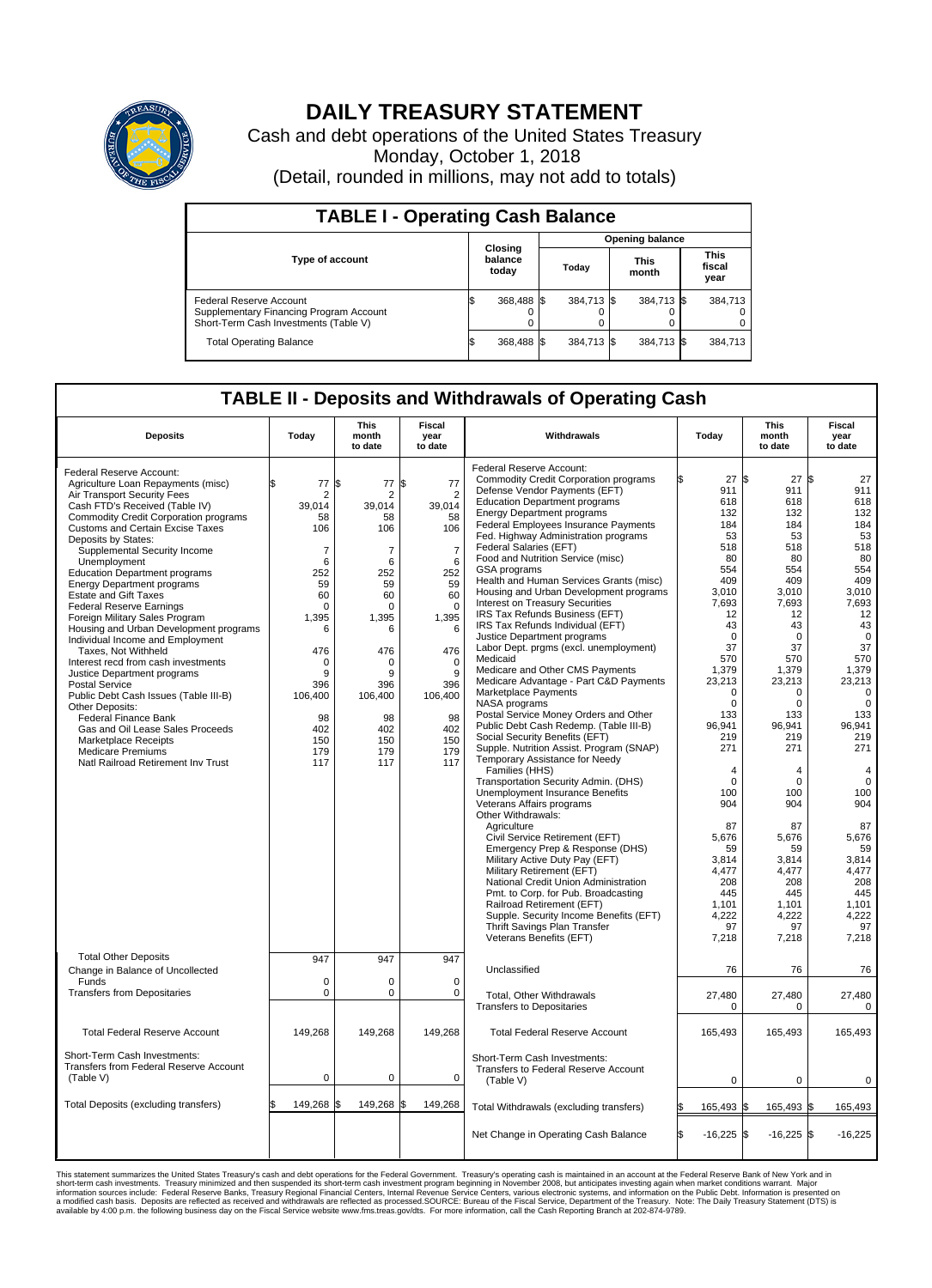# DAILY TREASURY STATEMENT

Cash and debt operations of the United States Treasury

Monday, October 1, 2018

(Detail, rounded in millions, may not add to totals)

## TABLE I - Operating Cash Balance

| Type of account | Closing balance today | Opening balance Today | Opening balance This month | Opening balance This fiscal year |
|---|---|---|---|---|
| Federal Reserve Account | $ 368,488 | $ 384,713 | $ 384,713 | $ 384,713 |
| Supplementary Financing Program Account | 0 | 0 | 0 | 0 |
| Short-Term Cash Investments (Table V) | 0 | 0 | 0 | 0 |
| Total Operating Balance | $ 368,488 | $ 384,713 | $ 384,713 | $ 384,713 |

## TABLE II - Deposits and Withdrawals of Operating Cash

| Deposits | Today | This month to date | Fiscal year to date |
|---|---|---|---|
| Federal Reserve Account: | | | |
| Agriculture Loan Repayments (misc) | $ 77 | $ 77 | $ 77 |
| Air Transport Security Fees | 2 | 2 | 2 |
| Cash FTD's Received (Table IV) | 39,014 | 39,014 | 39,014 |
| Commodity Credit Corporation programs | 58 | 58 | 58 |
| Customs and Certain Excise Taxes | 106 | 106 | 106 |
| Deposits by States: | | | |
| Supplemental Security Income | 7 | 7 | 7 |
| Unemployment | 6 | 6 | 6 |
| Education Department programs | 252 | 252 | 252 |
| Energy Department programs | 59 | 59 | 59 |
| Estate and Gift Taxes | 60 | 60 | 60 |
| Federal Reserve Earnings | 0 | 0 | 0 |
| Foreign Military Sales Program | 1,395 | 1,395 | 1,395 |
| Housing and Urban Development programs | 6 | 6 | 6 |
| Individual Income and Employment Taxes, Not Withheld | 476 | 476 | 476 |
| Interest recd from cash investments | 0 | 0 | 0 |
| Justice Department programs | 9 | 9 | 9 |
| Postal Service | 396 | 396 | 396 |
| Public Debt Cash Issues (Table III-B) | 106,400 | 106,400 | 106,400 |
| Other Deposits: | | | |
| Federal Finance Bank | 98 | 98 | 98 |
| Gas and Oil Lease Sales Proceeds | 402 | 402 | 402 |
| Marketplace Receipts | 150 | 150 | 150 |
| Medicare Premiums | 179 | 179 | 179 |
| Natl Railroad Retirement Inv Trust | 117 | 117 | 117 |
| Total Other Deposits | 947 | 947 | 947 |
| Change in Balance of Uncollected Funds | 0 | 0 | 0 |
| Transfers from Depositaries | 0 | 0 | 0 |
| Total Federal Reserve Account | 149,268 | 149,268 | 149,268 |
| Short-Term Cash Investments: Transfers from Federal Reserve Account (Table V) | 0 | 0 | 0 |
| Total Deposits (excluding transfers) | $ 149,268 | $ 149,268 | $ 149,268 |

| Withdrawals | Today | This month to date | Fiscal year to date |
|---|---|---|---|
| Federal Reserve Account: | | | |
| Commodity Credit Corporation programs | $ 27 | $ 27 | $ 27 |
| Defense Vendor Payments (EFT) | 911 | 911 | 911 |
| Education Department programs | 618 | 618 | 618 |
| Energy Department programs | 132 | 132 | 132 |
| Federal Employees Insurance Payments | 184 | 184 | 184 |
| Fed. Highway Administration programs | 53 | 53 | 53 |
| Federal Salaries (EFT) | 518 | 518 | 518 |
| Food and Nutrition Service (misc) | 80 | 80 | 80 |
| GSA programs | 554 | 554 | 554 |
| Health and Human Services Grants (misc) | 409 | 409 | 409 |
| Housing and Urban Development programs | 3,010 | 3,010 | 3,010 |
| Interest on Treasury Securities | 7,693 | 7,693 | 7,693 |
| IRS Tax Refunds Business (EFT) | 12 | 12 | 12 |
| IRS Tax Refunds Individual (EFT) | 43 | 43 | 43 |
| Justice Department programs | 0 | 0 | 0 |
| Labor Dept. prgms (excl. unemployment) | 37 | 37 | 37 |
| Medicaid | 570 | 570 | 570 |
| Medicare and Other CMS Payments | 1,379 | 1,379 | 1,379 |
| Medicare Advantage - Part C&D Payments | 23,213 | 23,213 | 23,213 |
| Marketplace Payments | 0 | 0 | 0 |
| NASA programs | 0 | 0 | 0 |
| Postal Service Money Orders and Other | 133 | 133 | 133 |
| Public Debt Cash Redemp. (Table III-B) | 96,941 | 96,941 | 96,941 |
| Social Security Benefits (EFT) | 219 | 219 | 219 |
| Supple. Nutrition Assist. Program (SNAP) | 271 | 271 | 271 |
| Temporary Assistance for Needy Families (HHS) | 4 | 4 | 4 |
| Transportation Security Admin. (DHS) | 0 | 0 | 0 |
| Unemployment Insurance Benefits | 100 | 100 | 100 |
| Veterans Affairs programs | 904 | 904 | 904 |
| Other Withdrawals: | | | |
| Agriculture | 87 | 87 | 87 |
| Civil Service Retirement (EFT) | 5,676 | 5,676 | 5,676 |
| Emergency Prep & Response (DHS) | 59 | 59 | 59 |
| Military Active Duty Pay (EFT) | 3,814 | 3,814 | 3,814 |
| Military Retirement (EFT) | 4,477 | 4,477 | 4,477 |
| National Credit Union Administration | 208 | 208 | 208 |
| Pmt. to Corp. for Pub. Broadcasting | 445 | 445 | 445 |
| Railroad Retirement (EFT) | 1,101 | 1,101 | 1,101 |
| Supple. Security Income Benefits (EFT) | 4,222 | 4,222 | 4,222 |
| Thrift Savings Plan Transfer | 97 | 97 | 97 |
| Veterans Benefits (EFT) | 7,218 | 7,218 | 7,218 |
| Unclassified | 76 | 76 | 76 |
| Total, Other Withdrawals | 27,480 | 27,480 | 27,480 |
| Transfers to Depositaries | 0 | 0 | 0 |
| Total Federal Reserve Account | 165,493 | 165,493 | 165,493 |
| Short-Term Cash Investments: Transfers to Federal Reserve Account (Table V) | 0 | 0 | 0 |
| Total Withdrawals (excluding transfers) | $ 165,493 | $ 165,493 | $ 165,493 |
| Net Change in Operating Cash Balance | $ -16,225 | $ -16,225 | $ -16,225 |

This statement summarizes the United States Treasury's cash and debt operations for the Federal Government. Treasury's operating cash is maintained in an account at the Federal Reserve Bank of New York and in short-term cash investments. Treasury minimized and then suspended its short-term cash investment program beginning in November 2008, but anticipates investing again when market conditions warrant. Major information sources include: Federal Reserve Banks, Treasury Regional Financial Centers, Internal Revenue Service Centers, various electronic systems, and information on the Public Debt. Information is presented on a modified cash basis. Deposits are reflected as received and withdrawals are reflected as processed.SOURCE: Bureau of the Fiscal Service, Department of the Treasury. Note: The Daily Treasury Statement (DTS) is available by 4:00 p.m. the following business day on the Fiscal Service website www.fms.treas.gov/dts. For more information, call the Cash Reporting Branch at 202-874-9789.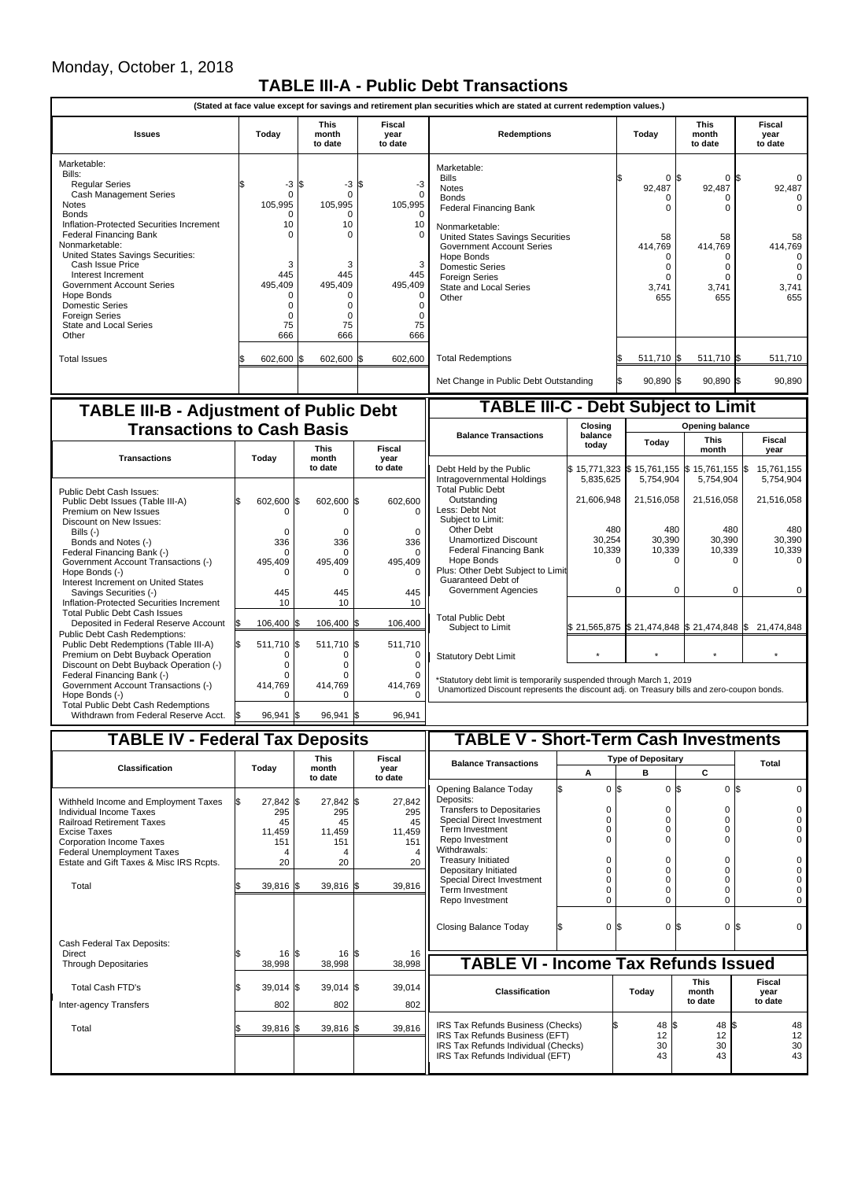Monday, October 1, 2018

# TABLE III-A - Public Debt Transactions

(Stated at face value except for savings and retirement plan securities which are stated at current redemption values.)

| Issues | Today | This month to date | Fiscal year to date |
|---|---|---|---|
| Marketable: | | | |
| Bills: | | | |
| Regular Series | $ -3 | $ -3 | $ -3 |
| Cash Management Series | 0 | 0 | 0 |
| Notes | 105,995 | 105,995 | 105,995 |
| Bonds | 0 | 0 | 0 |
| Inflation-Protected Securities Increment | 10 | 10 | 10 |
| Federal Financing Bank | 0 | 0 | 0 |
| Nonmarketable: | | | |
| United States Savings Securities: | | | |
| Cash Issue Price | 3 | 3 | 3 |
| Interest Increment | 445 | 445 | 445 |
| Government Account Series | 495,409 | 495,409 | 495,409 |
| Hope Bonds | 0 | 0 | 0 |
| Domestic Series | 0 | 0 | 0 |
| Foreign Series | 0 | 0 | 0 |
| State and Local Series | 75 | 75 | 75 |
| Other | 666 | 666 | 666 |
| Total Issues | $ 602,600 | $ 602,600 | $ 602,600 |

| Redemptions | Today | This month to date | Fiscal year to date |
|---|---|---|---|
| Marketable: | | | |
| Bills | $ 0 | $ 0 | $ 0 |
| Notes | 92,487 | 92,487 | 92,487 |
| Bonds | 0 | 0 | 0 |
| Federal Financing Bank | 0 | 0 | 0 |
| Nonmarketable: | | | |
| United States Savings Securities | 58 | 58 | 58 |
| Government Account Series | 414,769 | 414,769 | 414,769 |
| Hope Bonds | 0 | 0 | 0 |
| Domestic Series | 0 | 0 | 0 |
| Foreign Series | 0 | 0 | 0 |
| State and Local Series | 3,741 | 3,741 | 3,741 |
| Other | 655 | 655 | 655 |
| Total Redemptions | $ 511,710 | $ 511,710 | $ 511,710 |
| Net Change in Public Debt Outstanding | $ 90,890 | $ 90,890 | $ 90,890 |

# TABLE III-B - Adjustment of Public Debt Transactions to Cash Basis

| Transactions | Today | This month to date | Fiscal year to date |
|---|---|---|---|
| Public Debt Cash Issues: | | | |
| Public Debt Issues (Table III-A) | $ 602,600 | $ 602,600 | $ 602,600 |
| Premium on New Issues | 0 | 0 | 0 |
| Discount on New Issues: | | | |
| Bills (-) | 0 | 0 | 0 |
| Bonds and Notes (-) | 336 | 336 | 336 |
| Federal Financing Bank (-) | 0 | 0 | 0 |
| Government Account Transactions (-) | 495,409 | 495,409 | 495,409 |
| Hope Bonds (-) | 0 | 0 | 0 |
| Interest Increment on United States Savings Securities (-) | 445 | 445 | 445 |
| Inflation-Protected Securities Increment | 10 | 10 | 10 |
| Total Public Debt Cash Issues Deposited in Federal Reserve Account | $ 106,400 | $ 106,400 | $ 106,400 |
| Public Debt Cash Redemptions: | | | |
| Public Debt Redemptions (Table III-A) | $ 511,710 | $ 511,710 | $ 511,710 |
| Premium on Debt Buyback Operation | 0 | 0 | 0 |
| Discount on Debt Buyback Operation (-) | 0 | 0 | 0 |
| Federal Financing Bank (-) | 0 | 0 | 0 |
| Government Account Transactions (-) | 414,769 | 414,769 | 414,769 |
| Hope Bonds (-) | 0 | 0 | 0 |
| Total Public Debt Cash Redemptions Withdrawn from Federal Reserve Acct. | $ 96,941 | $ 96,941 | $ 96,941 |

# TABLE III-C - Debt Subject to Limit

| Balance Transactions | Closing balance today | Opening balance Today | Opening balance This month | Opening balance Fiscal year |
|---|---|---|---|---|
| Debt Held by the Public | $ 15,771,323 | $ 15,761,155 | $ 15,761,155 | $ 15,761,155 |
| Intragovernmental Holdings | 5,835,625 | 5,754,904 | 5,754,904 | 5,754,904 |
| Total Public Debt Outstanding | 21,606,948 | 21,516,058 | 21,516,058 | 21,516,058 |
| Less: Debt Not Subject to Limit: | | | | |
| Other Debt | 480 | 480 | 480 | 480 |
| Unamortized Discount | 30,254 | 30,390 | 30,390 | 30,390 |
| Federal Financing Bank | 10,339 | 10,339 | 10,339 | 10,339 |
| Hope Bonds | 0 | 0 | 0 | 0 |
| Plus: Other Debt Subject to Limit | | | | |
| Guaranteed Debt of Government Agencies | 0 | 0 | 0 | 0 |
| Total Public Debt Subject to Limit | $ 21,565,875 | $ 21,474,848 | $ 21,474,848 | $ 21,474,848 |
| Statutory Debt Limit | * | * | * | * |

*Statutory debt limit is temporarily suspended through March 1, 2019
Unamortized Discount represents the discount adj. on Treasury bills and zero-coupon bonds.

# TABLE IV - Federal Tax Deposits

| Classification | Today | This month to date | Fiscal year to date |
|---|---|---|---|
| Withheld Income and Employment Taxes | $ 27,842 | $ 27,842 | $ 27,842 |
| Individual Income Taxes | 295 | 295 | 295 |
| Railroad Retirement Taxes | 45 | 45 | 45 |
| Excise Taxes | 11,459 | 11,459 | 11,459 |
| Corporation Income Taxes | 151 | 151 | 151 |
| Federal Unemployment Taxes | 4 | 4 | 4 |
| Estate and Gift Taxes & Misc IRS Rcpts. | 20 | 20 | 20 |
| Total | $ 39,816 | $ 39,816 | $ 39,816 |
| Cash Federal Tax Deposits: | | | |
| Direct | $ 16 | $ 16 | $ 16 |
| Through Depositaries | 38,998 | 38,998 | 38,998 |
| Total Cash FTD's | $ 39,014 | $ 39,014 | $ 39,014 |
| Inter-agency Transfers | 802 | 802 | 802 |
| Total | $ 39,816 | $ 39,816 | $ 39,816 |

# TABLE V - Short-Term Cash Investments

| Balance Transactions | Type of Depositary A | B | C | Total |
|---|---|---|---|---|
| Opening Balance Today | $ 0 | $ 0 | $ 0 | $ 0 |
| Deposits: | | | | |
| Transfers to Depositaries | 0 | 0 | 0 | 0 |
| Special Direct Investment | 0 | 0 | 0 | 0 |
| Term Investment | 0 | 0 | 0 | 0 |
| Repo Investment | 0 | 0 | 0 | 0 |
| Withdrawals: | | | | |
| Treasury Initiated | 0 | 0 | 0 | 0 |
| Depositary Initiated | 0 | 0 | 0 | 0 |
| Special Direct Investment | 0 | 0 | 0 | 0 |
| Term Investment | 0 | 0 | 0 | 0 |
| Repo Investment | 0 | 0 | 0 | 0 |
| Closing Balance Today | $ 0 | $ 0 | $ 0 | $ 0 |

# TABLE VI - Income Tax Refunds Issued

| Classification | Today | This month to date | Fiscal year to date |
|---|---|---|---|
| IRS Tax Refunds Business (Checks) | $ 48 | $ 48 | $ 48 |
| IRS Tax Refunds Business (EFT) | 12 | 12 | 12 |
| IRS Tax Refunds Individual (Checks) | 30 | 30 | 30 |
| IRS Tax Refunds Individual (EFT) | 43 | 43 | 43 |